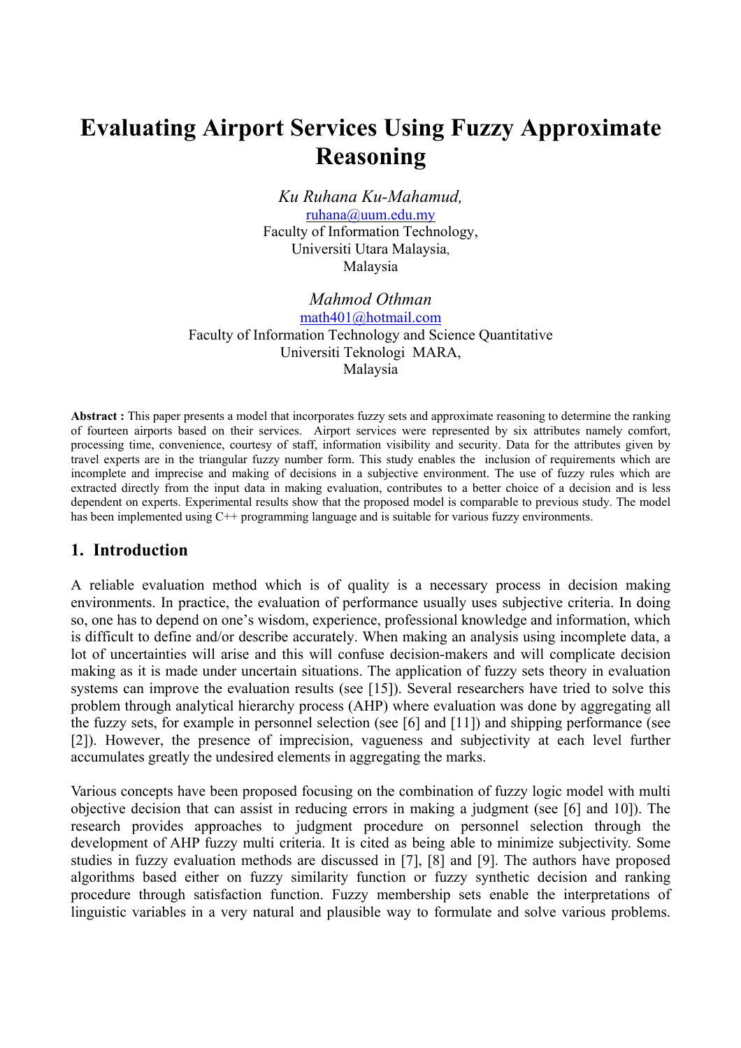# Evaluating Airport Services Using Fuzzy Approximate Reasoning

*Ku Ruhana Ku-Mahamud,*
ruhana@uum.edu.my
Faculty of Information Technology,
Universiti Utara Malaysia,
Malaysia

*Mahmod Othman*
math401@hotmail.com
Faculty of Information Technology and Science Quantitative
Universiti Teknologi MARA,
Malaysia

**Abstract :** This paper presents a model that incorporates fuzzy sets and approximate reasoning to determine the ranking of fourteen airports based on their services. Airport services were represented by six attributes namely comfort, processing time, convenience, courtesy of staff, information visibility and security. Data for the attributes given by travel experts are in the triangular fuzzy number form. This study enables the inclusion of requirements which are incomplete and imprecise and making of decisions in a subjective environment. The use of fuzzy rules which are extracted directly from the input data in making evaluation, contributes to a better choice of a decision and is less dependent on experts. Experimental results show that the proposed model is comparable to previous study. The model has been implemented using C++ programming language and is suitable for various fuzzy environments.

## 1. Introduction

A reliable evaluation method which is of quality is a necessary process in decision making environments. In practice, the evaluation of performance usually uses subjective criteria. In doing so, one has to depend on one's wisdom, experience, professional knowledge and information, which is difficult to define and/or describe accurately. When making an analysis using incomplete data, a lot of uncertainties will arise and this will confuse decision-makers and will complicate decision making as it is made under uncertain situations. The application of fuzzy sets theory in evaluation systems can improve the evaluation results (see [15]). Several researchers have tried to solve this problem through analytical hierarchy process (AHP) where evaluation was done by aggregating all the fuzzy sets, for example in personnel selection (see [6] and [11]) and shipping performance (see [2]). However, the presence of imprecision, vagueness and subjectivity at each level further accumulates greatly the undesired elements in aggregating the marks.

Various concepts have been proposed focusing on the combination of fuzzy logic model with multi objective decision that can assist in reducing errors in making a judgment (see [6] and 10]). The research provides approaches to judgment procedure on personnel selection through the development of AHP fuzzy multi criteria. It is cited as being able to minimize subjectivity. Some studies in fuzzy evaluation methods are discussed in [7], [8] and [9]. The authors have proposed algorithms based either on fuzzy similarity function or fuzzy synthetic decision and ranking procedure through satisfaction function. Fuzzy membership sets enable the interpretations of linguistic variables in a very natural and plausible way to formulate and solve various problems.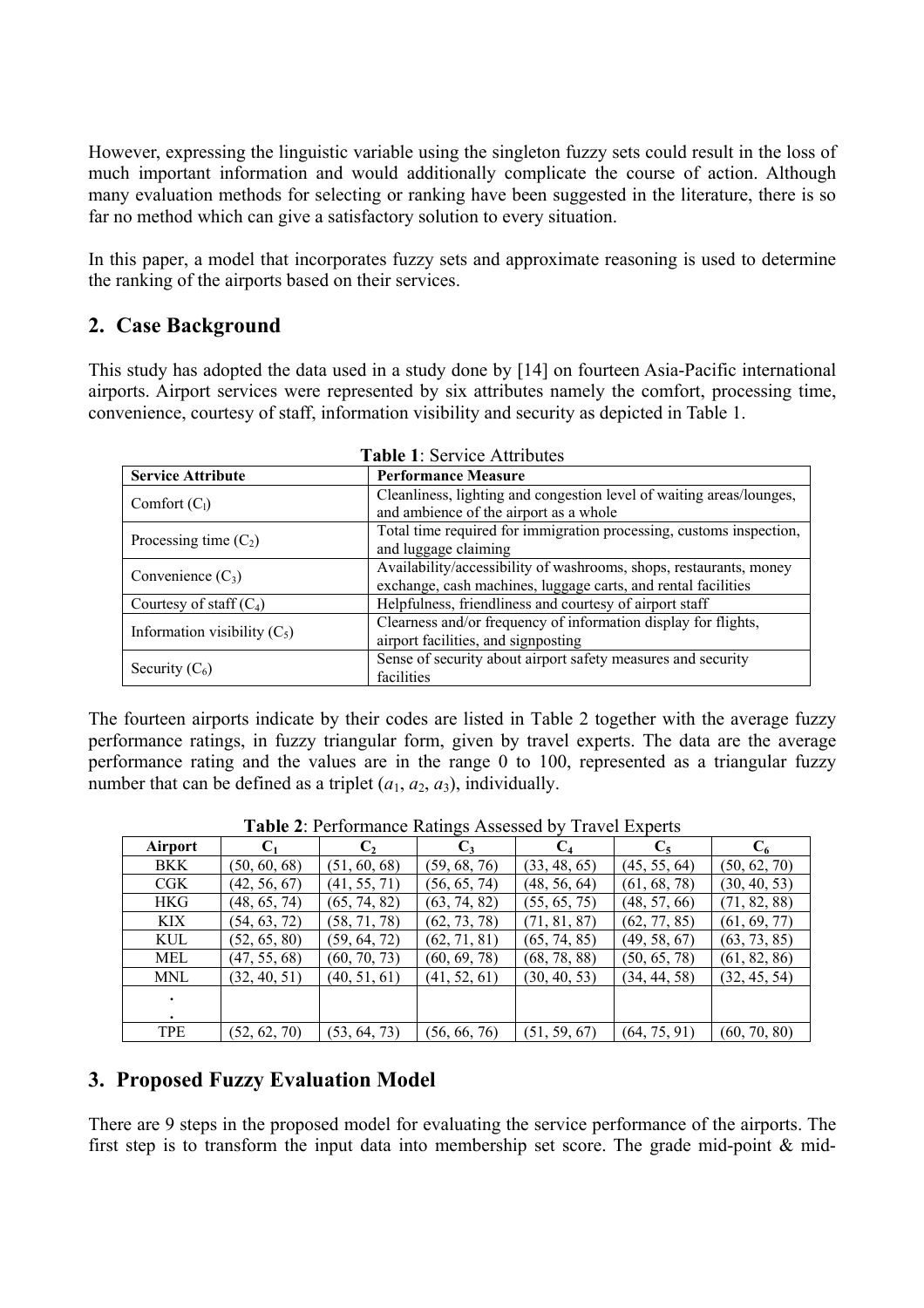However, expressing the linguistic variable using the singleton fuzzy sets could result in the loss of much important information and would additionally complicate the course of action. Although many evaluation methods for selecting or ranking have been suggested in the literature, there is so far no method which can give a satisfactory solution to every situation.

In this paper, a model that incorporates fuzzy sets and approximate reasoning is used to determine the ranking of the airports based on their services.

## 2. Case Background

This study has adopted the data used in a study done by [14] on fourteen Asia-Pacific international airports. Airport services were represented by six attributes namely the comfort, processing time, convenience, courtesy of staff, information visibility and security as depicted in Table 1.

**Table 1**: Service Attributes

| Service Attribute | Performance Measure |
|---|---|
| Comfort ($C_1$) | Cleanliness, lighting and congestion level of waiting areas/lounges, and ambience of the airport as a whole |
| Processing time ($C_2$) | Total time required for immigration processing, customs inspection, and luggage claiming |
| Convenience ($C_3$) | Availability/accessibility of washrooms, shops, restaurants, money exchange, cash machines, luggage carts, and rental facilities |
| Courtesy of staff ($C_4$) | Helpfulness, friendliness and courtesy of airport staff |
| Information visibility ($C_5$) | Clearness and/or frequency of information display for flights, airport facilities, and signposting |
| Security ($C_6$) | Sense of security about airport safety measures and security facilities |

The fourteen airports indicate by their codes are listed in Table 2 together with the average fuzzy performance ratings, in fuzzy triangular form, given by travel experts. The data are the average performance rating and the values are in the range 0 to 100, represented as a triangular fuzzy number that can be defined as a triplet ($a_1$, $a_2$, $a_3$), individually.

**Table 2**: Performance Ratings Assessed by Travel Experts

| Airport | $C_1$ | $C_2$ | $C_3$ | $C_4$ | $C_5$ | $C_6$ |
|---|---|---|---|---|---|---|
| BKK | (50, 60, 68) | (51, 60, 68) | (59, 68, 76) | (33, 48, 65) | (45, 55, 64) | (50, 62, 70) |
| CGK | (42, 56, 67) | (41, 55, 71) | (56, 65, 74) | (48, 56, 64) | (61, 68, 78) | (30, 40, 53) |
| HKG | (48, 65, 74) | (65, 74, 82) | (63, 74, 82) | (55, 65, 75) | (48, 57, 66) | (71, 82, 88) |
| KIX | (54, 63, 72) | (58, 71, 78) | (62, 73, 78) | (71, 81, 87) | (62, 77, 85) | (61, 69, 77) |
| KUL | (52, 65, 80) | (59, 64, 72) | (62, 71, 81) | (65, 74, 85) | (49, 58, 67) | (63, 73, 85) |
| MEL | (47, 55, 68) | (60, 70, 73) | (60, 69, 78) | (68, 78, 88) | (50, 65, 78) | (61, 82, 86) |
| MNL | (32, 40, 51) | (40, 51, 61) | (41, 52, 61) | (30, 40, 53) | (34, 44, 58) | (32, 45, 54) |
| . <br> . | | | | | | |
| TPE | (52, 62, 70) | (53, 64, 73) | (56, 66, 76) | (51, 59, 67) | (64, 75, 91) | (60, 70, 80) |

## 3. Proposed Fuzzy Evaluation Model

There are 9 steps in the proposed model for evaluating the service performance of the airports. The first step is to transform the input data into membership set score. The grade mid-point & mid-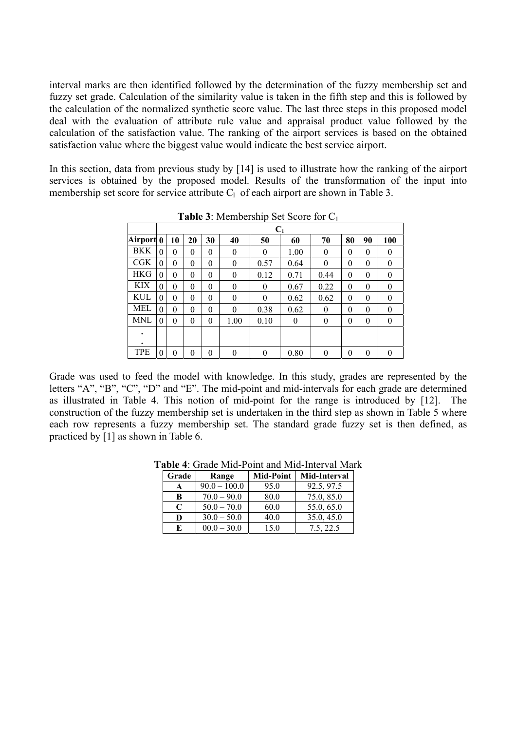interval marks are then identified followed by the determination of the fuzzy membership set and fuzzy set grade. Calculation of the similarity value is taken in the fifth step and this is followed by the calculation of the normalized synthetic score value. The last three steps in this proposed model deal with the evaluation of attribute rule value and appraisal product value followed by the calculation of the satisfaction value. The ranking of the airport services is based on the obtained satisfaction value where the biggest value would indicate the best service airport.

In this section, data from previous study by [14] is used to illustrate how the ranking of the airport services is obtained by the proposed model. Results of the transformation of the input into membership set score for service attribute $C_1$ of each airport are shown in Table 3.

**Table 3**: Membership Set Score for $C_1$

| | $C_1$ | | | | | | | | | | |
|---|---|---|---|---|---|---|---|---|---|---|---|
| **Airport** | **0** | **10** | **20** | **30** | **40** | **50** | **60** | **70** | **80** | **90** | **100** |
| BKK | 0 | 0 | 0 | 0 | 0 | 0 | 1.00 | 0 | 0 | 0 | 0 |
| CGK | 0 | 0 | 0 | 0 | 0 | 0.57 | 0.64 | 0 | 0 | 0 | 0 |
| HKG | 0 | 0 | 0 | 0 | 0 | 0.12 | 0.71 | 0.44 | 0 | 0 | 0 |
| KIX | 0 | 0 | 0 | 0 | 0 | 0 | 0.67 | 0.22 | 0 | 0 | 0 |
| KUL | 0 | 0 | 0 | 0 | 0 | 0 | 0.62 | 0.62 | 0 | 0 | 0 |
| MEL | 0 | 0 | 0 | 0 | 0 | 0.38 | 0.62 | 0 | 0 | 0 | 0 |
| MNL | 0 | 0 | 0 | 0 | 1.00 | 0.10 | 0 | 0 | 0 | 0 | 0 |
| . . | | | | | | | | | | | |
| TPE | 0 | 0 | 0 | 0 | 0 | 0 | 0.80 | 0 | 0 | 0 | 0 |

Grade was used to feed the model with knowledge. In this study, grades are represented by the letters "A", "B", "C", "D" and "E". The mid-point and mid-intervals for each grade are determined as illustrated in Table 4. This notion of mid-point for the range is introduced by [12]. The construction of the fuzzy membership set is undertaken in the third step as shown in Table 5 where each row represents a fuzzy membership set. The standard grade fuzzy set is then defined, as practiced by [1] as shown in Table 6.

**Table 4**: Grade Mid-Point and Mid-Interval Mark

| Grade | Range | Mid-Point | Mid-Interval |
|---|---|---|---|
| **A** | 90.0 – 100.0 | 95.0 | 92.5, 97.5 |
| **B** | 70.0 – 90.0 | 80.0 | 75.0, 85.0 |
| **C** | 50.0 – 70.0 | 60.0 | 55.0, 65.0 |
| **D** | 30.0 – 50.0 | 40.0 | 35.0, 45.0 |
| **E** | 00.0 – 30.0 | 15.0 | 7.5, 22.5 |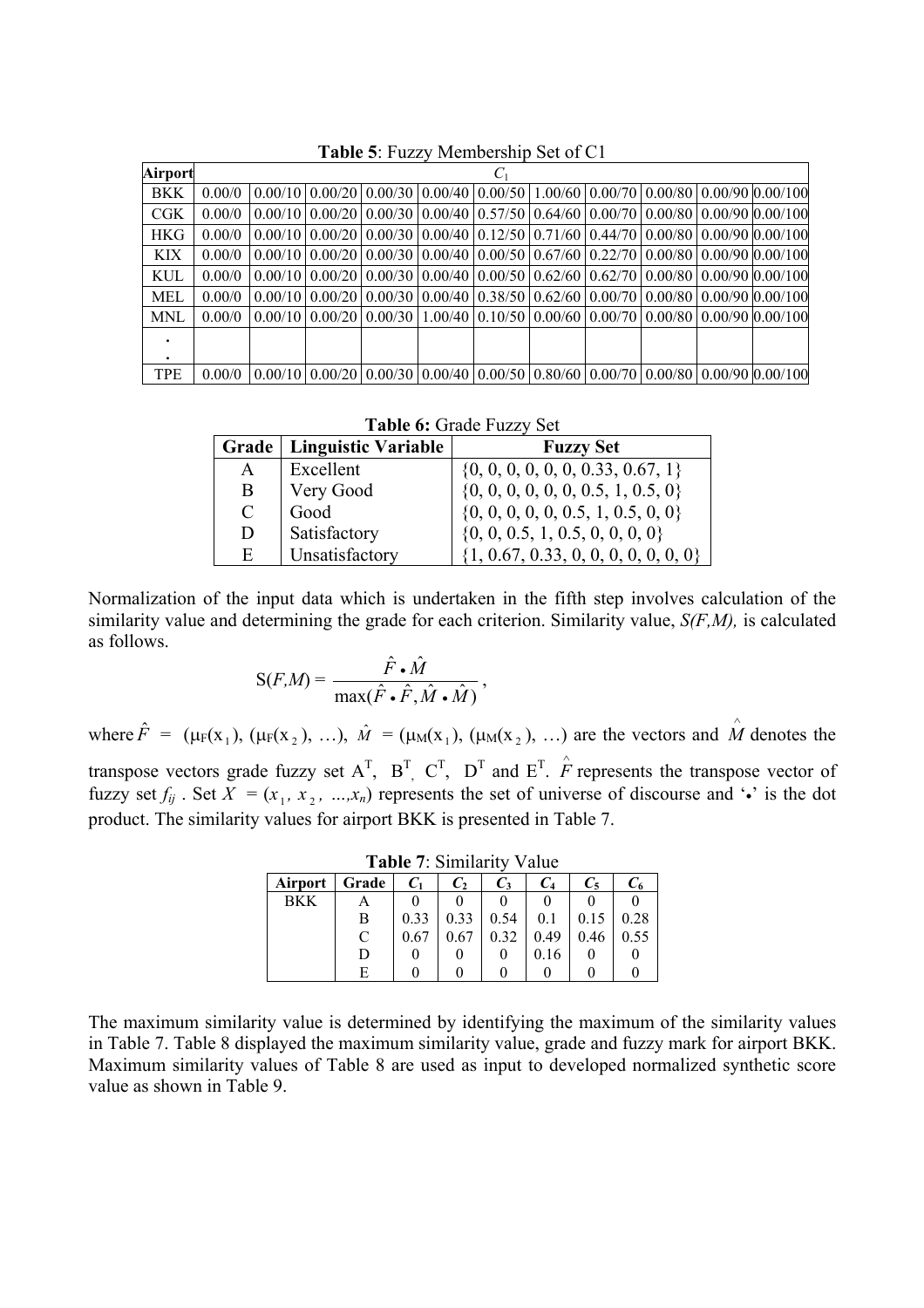**Table 5**: Fuzzy Membership Set of C1

| Airport | $C_1$ | | | | | | | | | | |
|---|---|---|---|---|---|---|---|---|---|---|---|
| BKK | 0.00/0 | 0.00/10 | 0.00/20 | 0.00/30 | 0.00/40 | 0.00/50 | 1.00/60 | 0.00/70 | 0.00/80 | 0.00/90 | 0.00/100 |
| CGK | 0.00/0 | 0.00/10 | 0.00/20 | 0.00/30 | 0.00/40 | 0.57/50 | 0.64/60 | 0.00/70 | 0.00/80 | 0.00/90 | 0.00/100 |
| HKG | 0.00/0 | 0.00/10 | 0.00/20 | 0.00/30 | 0.00/40 | 0.12/50 | 0.71/60 | 0.44/70 | 0.00/80 | 0.00/90 | 0.00/100 |
| KIX | 0.00/0 | 0.00/10 | 0.00/20 | 0.00/30 | 0.00/40 | 0.00/50 | 0.67/60 | 0.22/70 | 0.00/80 | 0.00/90 | 0.00/100 |
| KUL | 0.00/0 | 0.00/10 | 0.00/20 | 0.00/30 | 0.00/40 | 0.00/50 | 0.62/60 | 0.62/70 | 0.00/80 | 0.00/90 | 0.00/100 |
| MEL | 0.00/0 | 0.00/10 | 0.00/20 | 0.00/30 | 0.00/40 | 0.38/50 | 0.62/60 | 0.00/70 | 0.00/80 | 0.00/90 | 0.00/100 |
| MNL | 0.00/0 | 0.00/10 | 0.00/20 | 0.00/30 | 1.00/40 | 0.10/50 | 0.00/60 | 0.00/70 | 0.00/80 | 0.00/90 | 0.00/100 |
| . | | | | | | | | | | | |
| . | | | | | | | | | | | |
| TPE | 0.00/0 | 0.00/10 | 0.00/20 | 0.00/30 | 0.00/40 | 0.00/50 | 0.80/60 | 0.00/70 | 0.00/80 | 0.00/90 | 0.00/100 |

**Table 6:** Grade Fuzzy Set

| Grade | Linguistic Variable | Fuzzy Set |
|---|---|---|
| A | Excellent | {0, 0, 0, 0, 0, 0.33, 0.67, 1} |
| B | Very Good | {0, 0, 0, 0, 0, 0, 0.5, 1, 0.5, 0} |
| C | Good | {0, 0, 0, 0, 0, 0.5, 1, 0.5, 0, 0} |
| D | Satisfactory | {0, 0, 0.5, 1, 0.5, 0, 0, 0, 0} |
| E | Unsatisfactory | {1, 0.67, 0.33, 0, 0, 0, 0, 0, 0, 0} |

Normalization of the input data which is undertaken in the fifth step involves calculation of the similarity value and determining the grade for each criterion. Similarity value, *S(F,M),* is calculated as follows.

$$\mathrm{S}(F,M) = \frac{\hat{F} \bullet \hat{M}}{\max(\hat{F} \bullet \hat{F}, \hat{M} \bullet \hat{M})},$$

where $\hat{F} = (\mu_F(x_1), (\mu_F(x_2), \ldots)$, $\hat{M} = (\mu_M(x_1), (\mu_M(x_2), \ldots)$ are the vectors and $\hat{M}$ denotes the transpose vectors grade fuzzy set $A^T$, $B^T$, $C^T$, $D^T$ and $E^T$. $\hat{F}$ represents the transpose vector of fuzzy set $f_{ij}$ . Set $X = (x_1, x_2, \ldots, x_n)$ represents the set of universe of discourse and '$\bullet$' is the dot product. The similarity values for airport BKK is presented in Table 7.

**Table 7**: Similarity Value

| Airport | Grade | $C_1$ | $C_2$ | $C_3$ | $C_4$ | $C_5$ | $C_6$ |
|---|---|---|---|---|---|---|---|
| BKK | A | 0 | 0 | 0 | 0 | 0 | 0 |
| | B | 0.33 | 0.33 | 0.54 | 0.1 | 0.15 | 0.28 |
| | C | 0.67 | 0.67 | 0.32 | 0.49 | 0.46 | 0.55 |
| | D | 0 | 0 | 0 | 0.16 | 0 | 0 |
| | E | 0 | 0 | 0 | 0 | 0 | 0 |

The maximum similarity value is determined by identifying the maximum of the similarity values in Table 7. Table 8 displayed the maximum similarity value, grade and fuzzy mark for airport BKK. Maximum similarity values of Table 8 are used as input to developed normalized synthetic score value as shown in Table 9.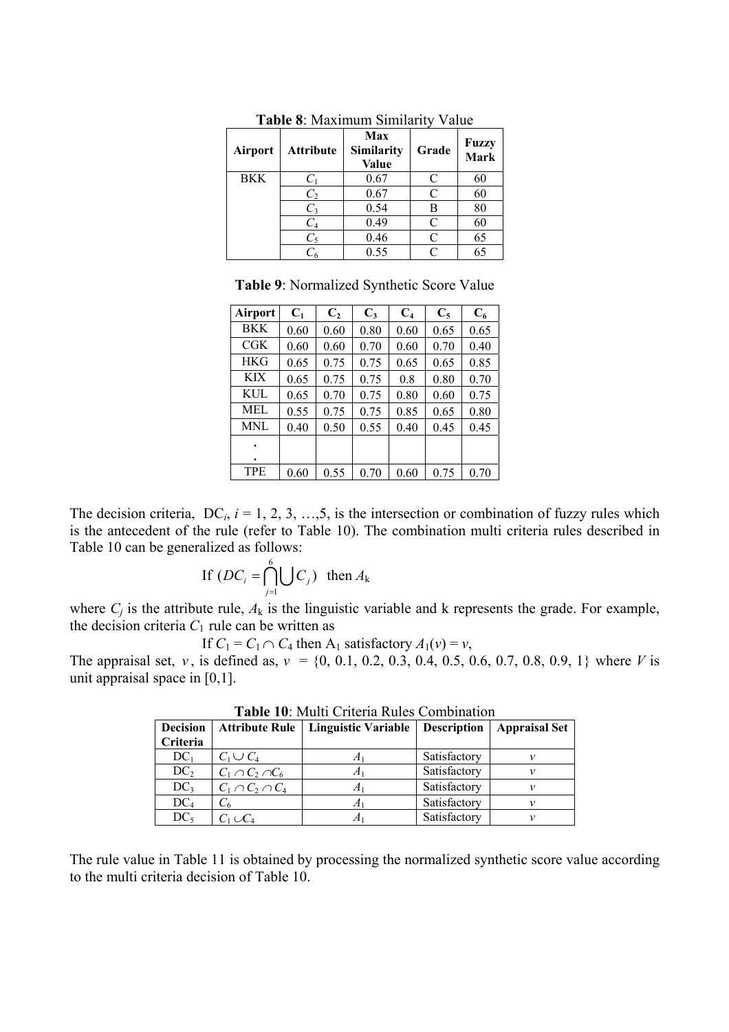**Table 8**: Maximum Similarity Value

| Airport | Attribute | Max Similarity Value | Grade | Fuzzy Mark |
|---|---|---|---|---|
| BKK | $C_1$ | 0.67 | C | 60 |
| | $C_2$ | 0.67 | C | 60 |
| | $C_3$ | 0.54 | B | 80 |
| | $C_4$ | 0.49 | C | 60 |
| | $C_5$ | 0.46 | C | 65 |
| | $C_6$ | 0.55 | C | 65 |

**Table 9**: Normalized Synthetic Score Value

| Airport | $C_1$ | $C_2$ | $C_3$ | $C_4$ | $C_5$ | $C_6$ |
|---|---|---|---|---|---|---|
| BKK | 0.60 | 0.60 | 0.80 | 0.60 | 0.65 | 0.65 |
| CGK | 0.60 | 0.60 | 0.70 | 0.60 | 0.70 | 0.40 |
| HKG | 0.65 | 0.75 | 0.75 | 0.65 | 0.65 | 0.85 |
| KIX | 0.65 | 0.75 | 0.75 | 0.8 | 0.80 | 0.70 |
| KUL | 0.65 | 0.70 | 0.75 | 0.80 | 0.60 | 0.75 |
| MEL | 0.55 | 0.75 | 0.75 | 0.85 | 0.65 | 0.80 |
| MNL | 0.40 | 0.50 | 0.55 | 0.40 | 0.45 | 0.45 |
| . . | | | | | | |
| TPE | 0.60 | 0.55 | 0.70 | 0.60 | 0.75 | 0.70 |

The decision criteria, $DC_i$, $i$ = 1, 2, 3, …,5, is the intersection or combination of fuzzy rules which is the antecedent of the rule (refer to Table 10). The combination multi criteria rules described in Table 10 can be generalized as follows:

$$\text{If } (DC_i = \bigcap_{j=1}^{6} \bigcup C_j) \text{ then } A_k$$

where $C_j$ is the attribute rule, $A_k$ is the linguistic variable and k represents the grade. For example, the decision criteria $C_1$ rule can be written as

If $C_1 = C_1 \cap C_4$ then $A_1$ satisfactory $A_1(v) = v$,

The appraisal set, $v$, is defined as, $v$ = {0, 0.1, 0.2, 0.3, 0.4, 0.5, 0.6, 0.7, 0.8, 0.9, 1} where $V$ is unit appraisal space in [0,1].

**Table 10**: Multi Criteria Rules Combination

| Decision Criteria | Attribute Rule | Linguistic Variable | Description | Appraisal Set |
|---|---|---|---|---|
| $DC_1$ | $C_1 \cup C_4$ | $A_1$ | Satisfactory | $v$ |
| $DC_2$ | $C_1 \cap C_2 \cap C_6$ | $A_1$ | Satisfactory | $v$ |
| $DC_3$ | $C_1 \cap C_2 \cap C_4$ | $A_1$ | Satisfactory | $v$ |
| $DC_4$ | $C_6$ | $A_1$ | Satisfactory | $v$ |
| $DC_5$ | $C_1 \cup C_4$ | $A_1$ | Satisfactory | $v$ |

The rule value in Table 11 is obtained by processing the normalized synthetic score value according to the multi criteria decision of Table 10.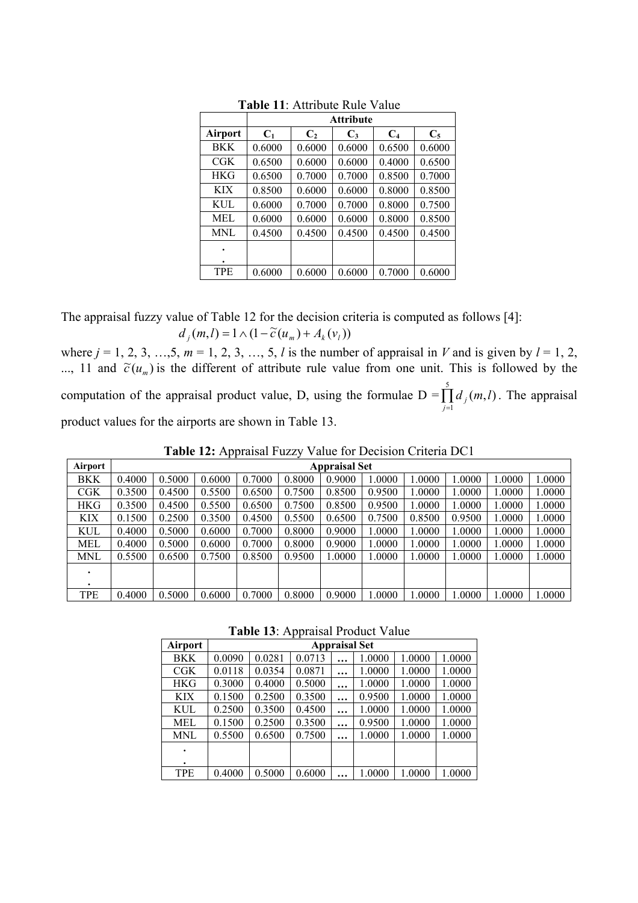**Table 11**: Attribute Rule Value

| | Attribute | | | | |
|---|---|---|---|---|---|
| Airport | $C_1$ | $C_2$ | $C_3$ | $C_4$ | $C_5$ |
| BKK | 0.6000 | 0.6000 | 0.6000 | 0.6500 | 0.6000 |
| CGK | 0.6500 | 0.6000 | 0.6000 | 0.4000 | 0.6500 |
| HKG | 0.6500 | 0.7000 | 0.7000 | 0.8500 | 0.7000 |
| KIX | 0.8500 | 0.6000 | 0.6000 | 0.8000 | 0.8500 |
| KUL | 0.6000 | 0.7000 | 0.7000 | 0.8000 | 0.7500 |
| MEL | 0.6000 | 0.6000 | 0.6000 | 0.8000 | 0.8500 |
| MNL | 0.4500 | 0.4500 | 0.4500 | 0.4500 | 0.4500 |
| . . | | | | | |
| TPE | 0.6000 | 0.6000 | 0.6000 | 0.7000 | 0.6000 |

The appraisal fuzzy value of Table 12 for the decision criteria is computed as follows [4]:

$$d_j(m,l) = 1 \wedge (1 - \tilde{c}(u_m) + A_k(v_l))$$

where $j$ = 1, 2, 3, …,5, $m$ = 1, 2, 3, …, 5, $l$ is the number of appraisal in $V$ and is given by $l$ = 1, 2, ..., 11 and $\tilde{c}(u_m)$ is the different of attribute rule value from one unit. This is followed by the computation of the appraisal product value, D, using the formulae D $= \prod_{j=1}^{5} d_j(m,l)$. The appraisal product values for the airports are shown in Table 13.

**Table 12:** Appraisal Fuzzy Value for Decision Criteria DC1

| Airport | Appraisal Set | | | | | | | | | | |
|---|---|---|---|---|---|---|---|---|---|---|---|
| BKK | 0.4000 | 0.5000 | 0.6000 | 0.7000 | 0.8000 | 0.9000 | 1.0000 | 1.0000 | 1.0000 | 1.0000 | 1.0000 |
| CGK | 0.3500 | 0.4500 | 0.5500 | 0.6500 | 0.7500 | 0.8500 | 0.9500 | 1.0000 | 1.0000 | 1.0000 | 1.0000 |
| HKG | 0.3500 | 0.4500 | 0.5500 | 0.6500 | 0.7500 | 0.8500 | 0.9500 | 1.0000 | 1.0000 | 1.0000 | 1.0000 |
| KIX | 0.1500 | 0.2500 | 0.3500 | 0.4500 | 0.5500 | 0.6500 | 0.7500 | 0.8500 | 0.9500 | 1.0000 | 1.0000 |
| KUL | 0.4000 | 0.5000 | 0.6000 | 0.7000 | 0.8000 | 0.9000 | 1.0000 | 1.0000 | 1.0000 | 1.0000 | 1.0000 |
| MEL | 0.4000 | 0.5000 | 0.6000 | 0.7000 | 0.8000 | 0.9000 | 1.0000 | 1.0000 | 1.0000 | 1.0000 | 1.0000 |
| MNL | 0.5500 | 0.6500 | 0.7500 | 0.8500 | 0.9500 | 1.0000 | 1.0000 | 1.0000 | 1.0000 | 1.0000 | 1.0000 |
| . . | | | | | | | | | | | |
| TPE | 0.4000 | 0.5000 | 0.6000 | 0.7000 | 0.8000 | 0.9000 | 1.0000 | 1.0000 | 1.0000 | 1.0000 | 1.0000 |

**Table 13**: Appraisal Product Value

| Airport | Appraisal Set | | | | | | |
|---|---|---|---|---|---|---|---|
| BKK | 0.0090 | 0.0281 | 0.0713 | … | 1.0000 | 1.0000 | 1.0000 |
| CGK | 0.0118 | 0.0354 | 0.0871 | … | 1.0000 | 1.0000 | 1.0000 |
| HKG | 0.3000 | 0.4000 | 0.5000 | … | 1.0000 | 1.0000 | 1.0000 |
| KIX | 0.1500 | 0.2500 | 0.3500 | … | 0.9500 | 1.0000 | 1.0000 |
| KUL | 0.2500 | 0.3500 | 0.4500 | … | 1.0000 | 1.0000 | 1.0000 |
| MEL | 0.1500 | 0.2500 | 0.3500 | … | 0.9500 | 1.0000 | 1.0000 |
| MNL | 0.5500 | 0.6500 | 0.7500 | … | 1.0000 | 1.0000 | 1.0000 |
| . . | | | | | | | |
| TPE | 0.4000 | 0.5000 | 0.6000 | … | 1.0000 | 1.0000 | 1.0000 |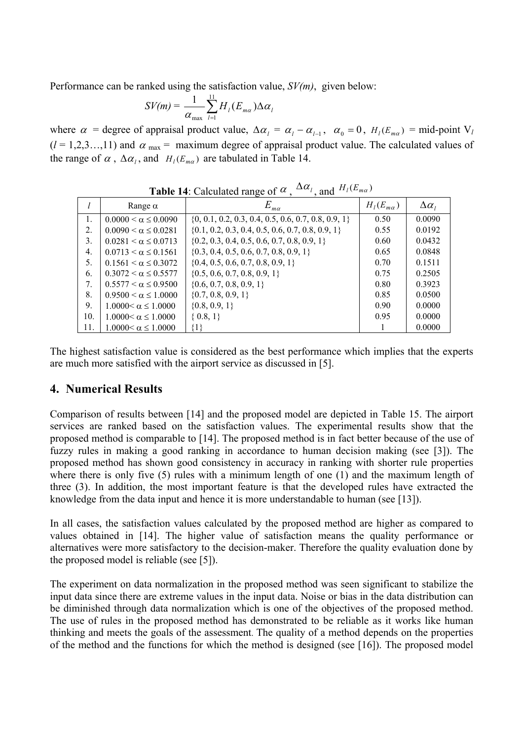Performance can be ranked using the satisfaction value, *SV(m)*, given below:

$$SV(m) = \frac{1}{\alpha_{\max}} \sum_{l=1}^{11} H_l(E_{m\alpha}) \Delta \alpha_l$$

where $\alpha$ = degree of appraisal product value, $\Delta\alpha_l = \alpha_l - \alpha_{l-1}$, $\alpha_0 = 0$, $H_l(E_{m\alpha})$ = mid-point $V_l$ ($l$ = 1,2,3…,11) and $\alpha_{\max}$ = maximum degree of appraisal product value. The calculated values of the range of $\alpha$, $\Delta\alpha_l$, and $H_l(E_{m\alpha})$ are tabulated in Table 14.

**Table 14**: Calculated range of $\alpha$, $\Delta\alpha_l$, and $H_l(E_{m\alpha})$

| $l$ | Range α | $E_{m\alpha}$ | $H_l(E_{m\alpha})$ | $\Delta\alpha_l$ |
|---|---|---|---|---|
| 1. | 0.0000 < α ≤ 0.0090 | {0, 0.1, 0.2, 0.3, 0.4, 0.5, 0.6, 0.7, 0.8, 0.9, 1} | 0.50 | 0.0090 |
| 2. | 0.0090 < α ≤ 0.0281 | {0.1, 0.2, 0.3, 0.4, 0.5, 0.6, 0.7, 0.8, 0.9, 1} | 0.55 | 0.0192 |
| 3. | 0.0281 < α ≤ 0.0713 | {0.2, 0.3, 0.4, 0.5, 0.6, 0.7, 0.8, 0.9, 1} | 0.60 | 0.0432 |
| 4. | 0.0713 < α ≤ 0.1561 | {0.3, 0.4, 0.5, 0.6, 0.7, 0.8, 0.9, 1} | 0.65 | 0.0848 |
| 5. | 0.1561 < α ≤ 0.3072 | {0.4, 0.5, 0.6, 0.7, 0.8, 0.9, 1} | 0.70 | 0.1511 |
| 6. | 0.3072 < α ≤ 0.5577 | {0.5, 0.6, 0.7, 0.8, 0.9, 1} | 0.75 | 0.2505 |
| 7. | 0.5577 < α ≤ 0.9500 | {0.6, 0.7, 0.8, 0.9, 1} | 0.80 | 0.3923 |
| 8. | 0.9500 < α ≤ 1.0000 | {0.7, 0.8, 0.9, 1} | 0.85 | 0.0500 |
| 9. | 1.0000< α ≤ 1.0000 | {0.8, 0.9, 1} | 0.90 | 0.0000 |
| 10. | 1.0000< α ≤ 1.0000 | { 0.8, 1} | 0.95 | 0.0000 |
| 11. | 1.0000< α ≤ 1.0000 | {1} | 1 | 0.0000 |

The highest satisfaction value is considered as the best performance which implies that the experts are much more satisfied with the airport service as discussed in [5].

## 4. Numerical Results

Comparison of results between [14] and the proposed model are depicted in Table 15. The airport services are ranked based on the satisfaction values. The experimental results show that the proposed method is comparable to [14]. The proposed method is in fact better because of the use of fuzzy rules in making a good ranking in accordance to human decision making (see [3]). The proposed method has shown good consistency in accuracy in ranking with shorter rule properties where there is only five (5) rules with a minimum length of one (1) and the maximum length of three (3). In addition, the most important feature is that the developed rules have extracted the knowledge from the data input and hence it is more understandable to human (see [13]).

In all cases, the satisfaction values calculated by the proposed method are higher as compared to values obtained in [14]. The higher value of satisfaction means the quality performance or alternatives were more satisfactory to the decision-maker. Therefore the quality evaluation done by the proposed model is reliable (see [5]).

The experiment on data normalization in the proposed method was seen significant to stabilize the input data since there are extreme values in the input data. Noise or bias in the data distribution can be diminished through data normalization which is one of the objectives of the proposed method. The use of rules in the proposed method has demonstrated to be reliable as it works like human thinking and meets the goals of the assessment. The quality of a method depends on the properties of the method and the functions for which the method is designed (see [16]). The proposed model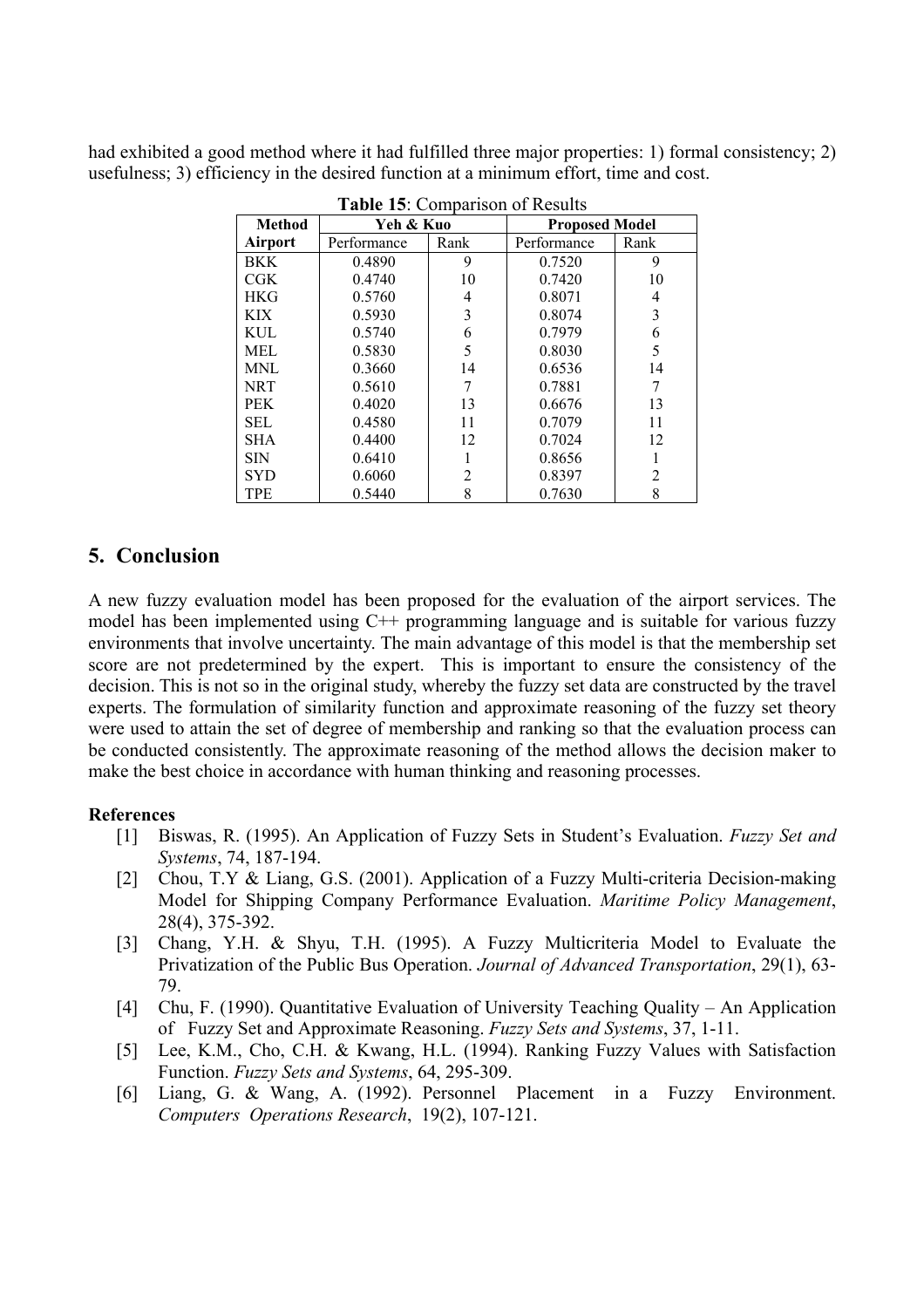had exhibited a good method where it had fulfilled three major properties: 1) formal consistency; 2) usefulness; 3) efficiency in the desired function at a minimum effort, time and cost.

**Table 15**: Comparison of Results

| **Method** | **Yeh & Kuo** | | **Proposed Model** | |
|---|---|---|---|---|
| **Airport** | Performance | Rank | Performance | Rank |
| BKK | 0.4890 | 9 | 0.7520 | 9 |
| CGK | 0.4740 | 10 | 0.7420 | 10 |
| HKG | 0.5760 | 4 | 0.8071 | 4 |
| KIX | 0.5930 | 3 | 0.8074 | 3 |
| KUL | 0.5740 | 6 | 0.7979 | 6 |
| MEL | 0.5830 | 5 | 0.8030 | 5 |
| MNL | 0.3660 | 14 | 0.6536 | 14 |
| NRT | 0.5610 | 7 | 0.7881 | 7 |
| PEK | 0.4020 | 13 | 0.6676 | 13 |
| SEL | 0.4580 | 11 | 0.7079 | 11 |
| SHA | 0.4400 | 12 | 0.7024 | 12 |
| SIN | 0.6410 | 1 | 0.8656 | 1 |
| SYD | 0.6060 | 2 | 0.8397 | 2 |
| TPE | 0.5440 | 8 | 0.7630 | 8 |

## 5. Conclusion

A new fuzzy evaluation model has been proposed for the evaluation of the airport services. The model has been implemented using C++ programming language and is suitable for various fuzzy environments that involve uncertainty. The main advantage of this model is that the membership set score are not predetermined by the expert. This is important to ensure the consistency of the decision. This is not so in the original study, whereby the fuzzy set data are constructed by the travel experts. The formulation of similarity function and approximate reasoning of the fuzzy set theory were used to attain the set of degree of membership and ranking so that the evaluation process can be conducted consistently. The approximate reasoning of the method allows the decision maker to make the best choice in accordance with human thinking and reasoning processes.

**References**

[1] Biswas, R. (1995). An Application of Fuzzy Sets in Student's Evaluation. *Fuzzy Set and Systems*, 74, 187-194.

[2] Chou, T.Y & Liang, G.S. (2001). Application of a Fuzzy Multi-criteria Decision-making Model for Shipping Company Performance Evaluation. *Maritime Policy Management*, 28(4), 375-392.

[3] Chang, Y.H. & Shyu, T.H. (1995). A Fuzzy Multicriteria Model to Evaluate the Privatization of the Public Bus Operation. *Journal of Advanced Transportation*, 29(1), 63-79.

[4] Chu, F. (1990). Quantitative Evaluation of University Teaching Quality – An Application of Fuzzy Set and Approximate Reasoning. *Fuzzy Sets and Systems*, 37, 1-11.

[5] Lee, K.M., Cho, C.H. & Kwang, H.L. (1994). Ranking Fuzzy Values with Satisfaction Function. *Fuzzy Sets and Systems*, 64, 295-309.

[6] Liang, G. & Wang, A. (1992). Personnel Placement in a Fuzzy Environment. *Computers Operations Research*, 19(2), 107-121.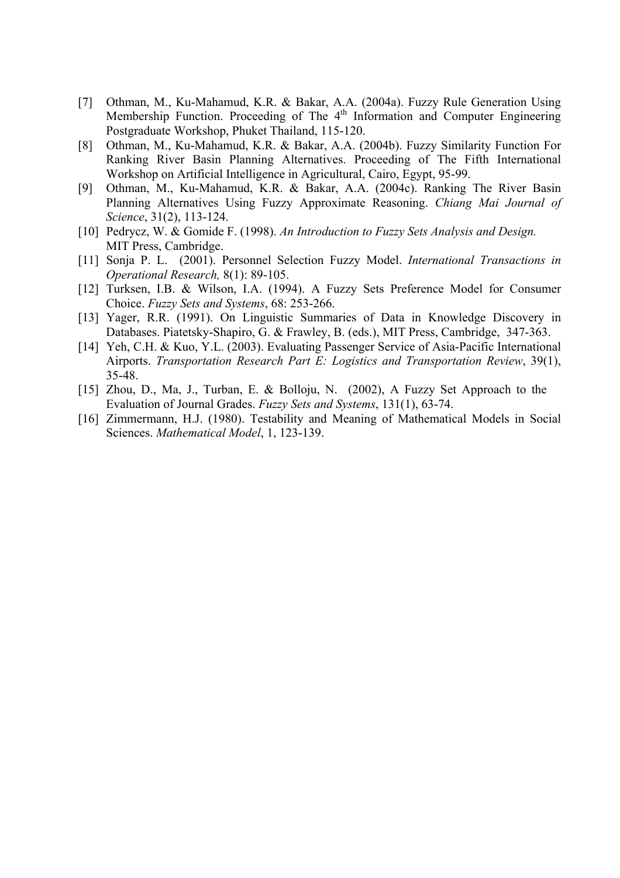[7] Othman, M., Ku-Mahamud, K.R. & Bakar, A.A. (2004a). Fuzzy Rule Generation Using Membership Function. Proceeding of The 4th Information and Computer Engineering Postgraduate Workshop, Phuket Thailand, 115-120.

[8] Othman, M., Ku-Mahamud, K.R. & Bakar, A.A. (2004b). Fuzzy Similarity Function For Ranking River Basin Planning Alternatives. Proceeding of The Fifth International Workshop on Artificial Intelligence in Agricultural, Cairo, Egypt, 95-99.

[9] Othman, M., Ku-Mahamud, K.R. & Bakar, A.A. (2004c). Ranking The River Basin Planning Alternatives Using Fuzzy Approximate Reasoning. *Chiang Mai Journal of Science*, 31(2), 113-124.

[10] Pedrycz, W. & Gomide F. (1998). *An Introduction to Fuzzy Sets Analysis and Design.* MIT Press, Cambridge.

[11] Sonja P. L. (2001). Personnel Selection Fuzzy Model. *International Transactions in Operational Research,* 8(1): 89-105.

[12] Turksen, I.B. & Wilson, I.A. (1994). A Fuzzy Sets Preference Model for Consumer Choice. *Fuzzy Sets and Systems*, 68: 253-266.

[13] Yager, R.R. (1991). On Linguistic Summaries of Data in Knowledge Discovery in Databases. Piatetsky-Shapiro, G. & Frawley, B. (eds.), MIT Press, Cambridge, 347-363.

[14] Yeh, C.H. & Kuo, Y.L. (2003). Evaluating Passenger Service of Asia-Pacific International Airports. *Transportation Research Part E: Logistics and Transportation Review*, 39(1), 35-48.

[15] Zhou, D., Ma, J., Turban, E. & Bolloju, N. (2002), A Fuzzy Set Approach to the Evaluation of Journal Grades. *Fuzzy Sets and Systems*, 131(1), 63-74.

[16] Zimmermann, H.J. (1980). Testability and Meaning of Mathematical Models in Social Sciences. *Mathematical Model*, 1, 123-139.